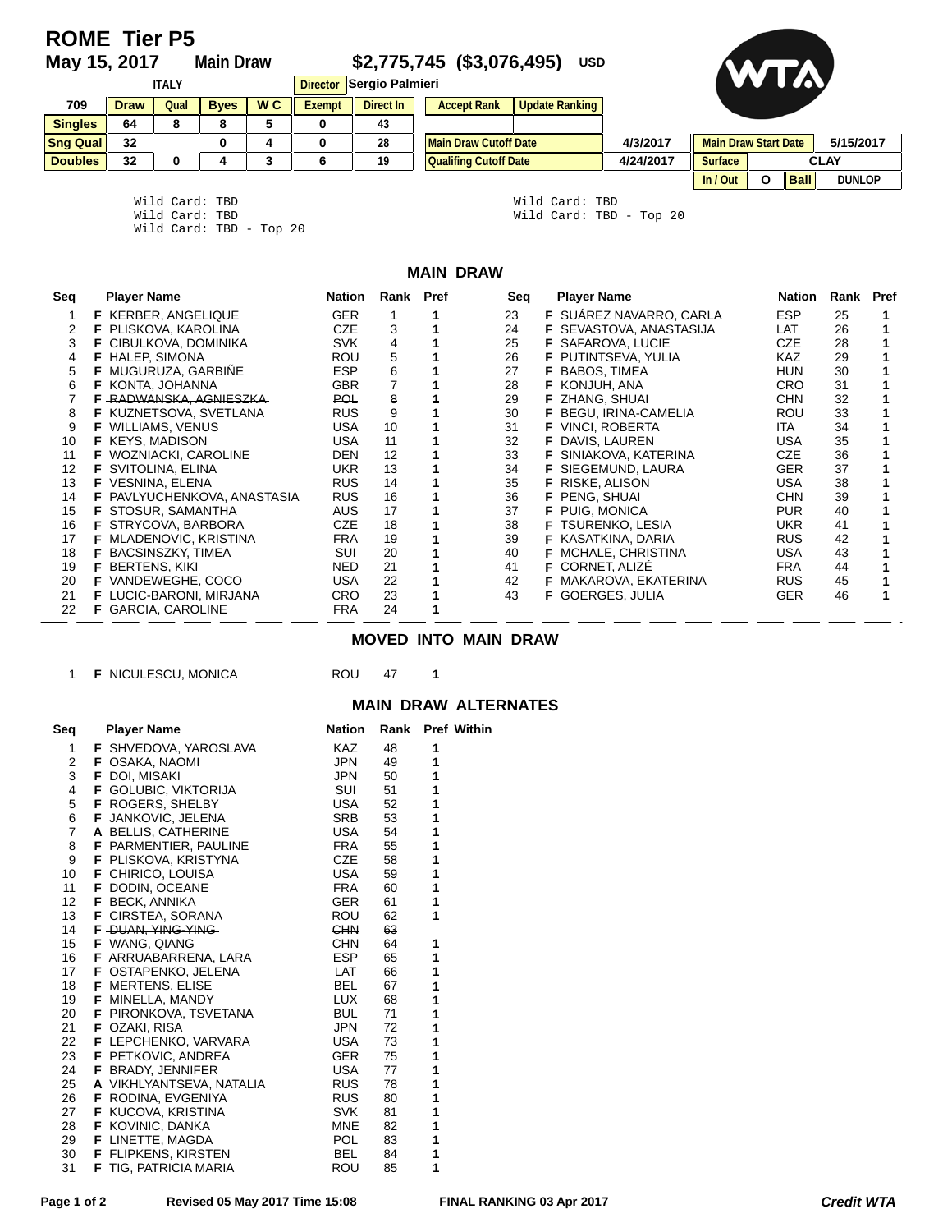# ROME Tier P5

**May 15, 2017** **Main Draw** **$2,775,745 ($3,076,495) USD**

**ITALY** | **Director** Sergio Palmieri

| 709 | Draw | Qual | Byes | W C | Exempt | Direct In |
|---|---|---|---|---|---|---|
| Singles | 64 | 8 | 8 | 5 | 0 | 43 |
| Sng Qual | 32 | | 0 | 4 | 0 | 28 |
| Doubles | 32 | 0 | 4 | 3 | 6 | 19 |

| Accept Rank | Update Ranking | | | |
|---|---|---|---|---|
| Main Draw Cutoff Date | 4/3/2017 | Main Draw Start Date | 5/15/2017 |
| Qualifing Cutoff Date | 4/24/2017 | Surface | CLAY |
| | | In / Out | O | Ball | DUNLOP |

```
Wild Card: TBD
Wild Card: TBD
Wild Card: TBD - Top 20
```

```
Wild Card: TBD
Wild Card: TBD - Top 20
```

## MAIN DRAW

| Seq | | Player Name | Nation | Rank | Pref |
|---|---|---|---|---|---|
| 1 | F | KERBER, ANGELIQUE | GER | 1 | 1 |
| 2 | F | PLISKOVA, KAROLINA | CZE | 3 | 1 |
| 3 | F | CIBULKOVA, DOMINIKA | SVK | 4 | 1 |
| 4 | F | HALEP, SIMONA | ROU | 5 | 1 |
| 5 | F | MUGURUZA, GARBIÑE | ESP | 6 | 1 |
| 6 | F | KONTA, JOHANNA | GBR | 7 | 1 |
| 7 | F | ~~RADWANSKA, AGNIESZKA~~ | ~~POL~~ | ~~8~~ | ~~1~~ |
| 8 | F | KUZNETSOVA, SVETLANA | RUS | 9 | 1 |
| 9 | F | WILLIAMS, VENUS | USA | 10 | 1 |
| 10 | F | KEYS, MADISON | USA | 11 | 1 |
| 11 | F | WOZNIACKI, CAROLINE | DEN | 12 | 1 |
| 12 | F | SVITOLINA, ELINA | UKR | 13 | 1 |
| 13 | F | VESNINA, ELENA | RUS | 14 | 1 |
| 14 | F | PAVLYUCHENKOVA, ANASTASIA | RUS | 16 | 1 |
| 15 | F | STOSUR, SAMANTHA | AUS | 17 | 1 |
| 16 | F | STRYCOVA, BARBORA | CZE | 18 | 1 |
| 17 | F | MLADENOVIC, KRISTINA | FRA | 19 | 1 |
| 18 | F | BACSINSZKY, TIMEA | SUI | 20 | 1 |
| 19 | F | BERTENS, KIKI | NED | 21 | 1 |
| 20 | F | VANDEWEGHE, COCO | USA | 22 | 1 |
| 21 | F | LUCIC-BARONI, MIRJANA | CRO | 23 | 1 |
| 22 | F | GARCIA, CAROLINE | FRA | 24 | 1 |
| 23 | F | SUÁREZ NAVARRO, CARLA | ESP | 25 | 1 |
| 24 | F | SEVASTOVA, ANASTASIJA | LAT | 26 | 1 |
| 25 | F | SAFAROVA, LUCIE | CZE | 28 | 1 |
| 26 | F | PUTINTSEVA, YULIA | KAZ | 29 | 1 |
| 27 | F | BABOS, TIMEA | HUN | 30 | 1 |
| 28 | F | KONJUH, ANA | CRO | 31 | 1 |
| 29 | F | ZHANG, SHUAI | CHN | 32 | 1 |
| 30 | F | BEGU, IRINA-CAMELIA | ROU | 33 | 1 |
| 31 | F | VINCI, ROBERTA | ITA | 34 | 1 |
| 32 | F | DAVIS, LAUREN | USA | 35 | 1 |
| 33 | F | SINIAKOVA, KATERINA | CZE | 36 | 1 |
| 34 | F | SIEGEMUND, LAURA | GER | 37 | 1 |
| 35 | F | RISKE, ALISON | USA | 38 | 1 |
| 36 | F | PENG, SHUAI | CHN | 39 | 1 |
| 37 | F | PUIG, MONICA | PUR | 40 | 1 |
| 38 | F | TSURENKO, LESIA | UKR | 41 | 1 |
| 39 | F | KASATKINA, DARIA | RUS | 42 | 1 |
| 40 | F | MCHALE, CHRISTINA | USA | 43 | 1 |
| 41 | F | CORNET, ALIZÉ | FRA | 44 | 1 |
| 42 | F | MAKAROVA, EKATERINA | RUS | 45 | 1 |
| 43 | F | GOERGES, JULIA | GER | 46 | 1 |

## MOVED INTO MAIN DRAW

| Seq | | Player Name | Nation | Rank | Pref |
|---|---|---|---|---|---|
| 1 | F | NICULESCU, MONICA | ROU | 47 | 1 |

## MAIN DRAW ALTERNATES

| Seq | | Player Name | Nation | Rank | Pref | Within |
|---|---|---|---|---|---|---|
| 1 | F | SHVEDOVA, YAROSLAVA | KAZ | 48 | 1 | |
| 2 | F | OSAKA, NAOMI | JPN | 49 | 1 | |
| 3 | F | DOI, MISAKI | JPN | 50 | 1 | |
| 4 | F | GOLUBIC, VIKTORIJA | SUI | 51 | 1 | |
| 5 | F | ROGERS, SHELBY | USA | 52 | 1 | |
| 6 | F | JANKOVIC, JELENA | SRB | 53 | 1 | |
| 7 | A | BELLIS, CATHERINE | USA | 54 | 1 | |
| 8 | F | PARMENTIER, PAULINE | FRA | 55 | 1 | |
| 9 | F | PLISKOVA, KRISTYNA | CZE | 58 | 1 | |
| 10 | F | CHIRICO, LOUISA | USA | 59 | 1 | |
| 11 | F | DODIN, OCEANE | FRA | 60 | 1 | |
| 12 | F | BECK, ANNIKA | GER | 61 | 1 | |
| 13 | F | CIRSTEA, SORANA | ROU | 62 | 1 | |
| 14 | F | ~~DUAN, YING-YING~~ | ~~CHN~~ | ~~63~~ | | |
| 15 | F | WANG, QIANG | CHN | 64 | 1 | |
| 16 | F | ARRUABARRENA, LARA | ESP | 65 | 1 | |
| 17 | F | OSTAPENKO, JELENA | LAT | 66 | 1 | |
| 18 | F | MERTENS, ELISE | BEL | 67 | 1 | |
| 19 | F | MINELLA, MANDY | LUX | 68 | 1 | |
| 20 | F | PIRONKOVA, TSVETANA | BUL | 71 | 1 | |
| 21 | F | OZAKI, RISA | JPN | 72 | 1 | |
| 22 | F | LEPCHENKO, VARVARA | USA | 73 | 1 | |
| 23 | F | PETKOVIC, ANDREA | GER | 75 | 1 | |
| 24 | F | BRADY, JENNIFER | USA | 77 | 1 | |
| 25 | A | VIKHLYANTSEVA, NATALIA | RUS | 78 | 1 | |
| 26 | F | RODINA, EVGENIYA | RUS | 80 | 1 | |
| 27 | F | KUCOVA, KRISTINA | SVK | 81 | 1 | |
| 28 | F | KOVINIC, DANKA | MNE | 82 | 1 | |
| 29 | F | LINETTE, MAGDA | POL | 83 | 1 | |
| 30 | F | FLIPKENS, KIRSTEN | BEL | 84 | 1 | |
| 31 | F | TIG, PATRICIA MARIA | ROU | 85 | 1 | |

Revised 05 May 2017 Time 15:08 | FINAL RANKING 03 Apr 2017 | *Credit WTA*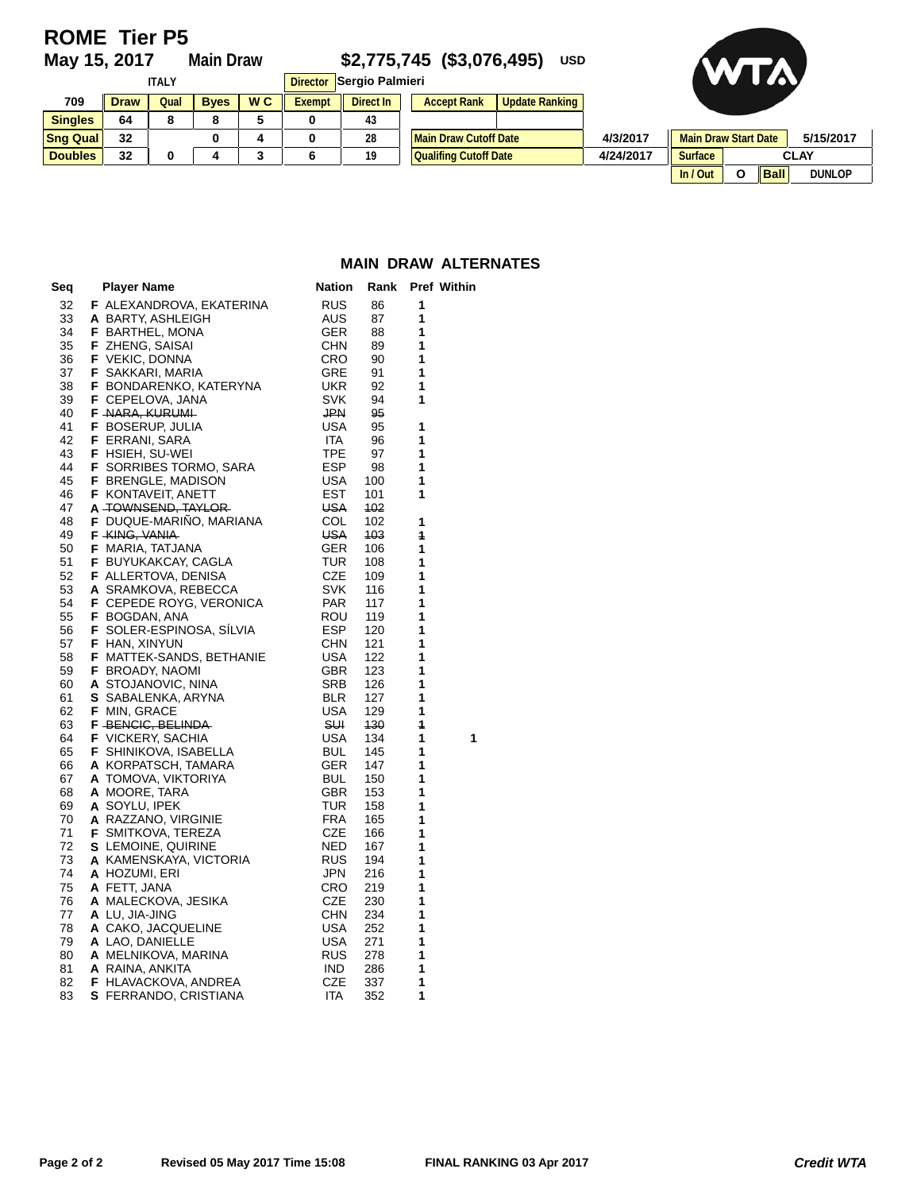# ROME Tier P5

**May 15, 2017** **Main Draw** **$2,775,745 ($3,076,495)** **USD**

| ITALY | | | | | | Director | Sergio Palmieri | | | | | |
|---|---|---|---|---|---|---|---|---|---|---|---|---|
| 709 | Draw | Qual | Byes | W C | Exempt | Direct In | Accept Rank | Update Ranking | | | | |
| Singles | 64 | 8 | 8 | 5 | 0 | 43 | | | | | | |
| Sng Qual | 32 | | 0 | 4 | 0 | 28 | Main Draw Cutoff Date | | 4/3/2017 | Main Draw Start Date | | 5/15/2017 |
| Doubles | 32 | 0 | 4 | 3 | 6 | 19 | Qualifing Cutoff Date | | 4/24/2017 | Surface | | CLAY |
| | | | | | | | | | | In / Out | O | Ball: DUNLOP |

## MAIN DRAW ALTERNATES

| Seq | | Player Name | Nation | Rank | Pref | Within |
|---|---|---|---|---|---|---|
| 32 | F | ALEXANDROVA, EKATERINA | RUS | 86 | 1 | |
| 33 | A | BARTY, ASHLEIGH | AUS | 87 | 1 | |
| 34 | F | BARTHEL, MONA | GER | 88 | 1 | |
| 35 | F | ZHENG, SAISAI | CHN | 89 | 1 | |
| 36 | F | VEKIC, DONNA | CRO | 90 | 1 | |
| 37 | F | SAKKARI, MARIA | GRE | 91 | 1 | |
| 38 | F | BONDARENKO, KATERYNA | UKR | 92 | 1 | |
| 39 | F | CEPELOVA, JANA | SVK | 94 | 1 | |
| 40 | F | ~~NARA, KURUMI~~ | ~~JPN~~ | ~~95~~ | | |
| 41 | F | BOSERUP, JULIA | USA | 95 | 1 | |
| 42 | F | ERRANI, SARA | ITA | 96 | 1 | |
| 43 | F | HSIEH, SU-WEI | TPE | 97 | 1 | |
| 44 | F | SORRIBES TORMO, SARA | ESP | 98 | 1 | |
| 45 | F | BRENGLE, MADISON | USA | 100 | 1 | |
| 46 | F | KONTAVEIT, ANETT | EST | 101 | 1 | |
| 47 | A | ~~TOWNSEND, TAYLOR~~ | ~~USA~~ | ~~102~~ | | |
| 48 | F | DUQUE-MARIÑO, MARIANA | COL | 102 | 1 | |
| 49 | F | ~~KING, VANIA~~ | ~~USA~~ | ~~103~~ | ~~1~~ | |
| 50 | F | MARIA, TATJANA | GER | 106 | 1 | |
| 51 | F | BUYUKAKCAY, CAGLA | TUR | 108 | 1 | |
| 52 | F | ALLERTOVA, DENISA | CZE | 109 | 1 | |
| 53 | A | SRAMKOVA, REBECCA | SVK | 116 | 1 | |
| 54 | F | CEPEDE ROYG, VERONICA | PAR | 117 | 1 | |
| 55 | F | BOGDAN, ANA | ROU | 119 | 1 | |
| 56 | F | SOLER-ESPINOSA, SÍLVIA | ESP | 120 | 1 | |
| 57 | F | HAN, XINYUN | CHN | 121 | 1 | |
| 58 | F | MATTEK-SANDS, BETHANIE | USA | 122 | 1 | |
| 59 | F | BROADY, NAOMI | GBR | 123 | 1 | |
| 60 | A | STOJANOVIC, NINA | SRB | 126 | 1 | |
| 61 | S | SABALENKA, ARYNA | BLR | 127 | 1 | |
| 62 | F | MIN, GRACE | USA | 129 | 1 | |
| 63 | F | ~~BENCIC, BELINDA~~ | ~~SUI~~ | ~~130~~ | ~~1~~ | |
| 64 | F | VICKERY, SACHIA | USA | 134 | 1 | 1 |
| 65 | F | SHINIKOVA, ISABELLA | BUL | 145 | 1 | |
| 66 | A | KORPATSCH, TAMARA | GER | 147 | 1 | |
| 67 | A | TOMOVA, VIKTORIYA | BUL | 150 | 1 | |
| 68 | A | MOORE, TARA | GBR | 153 | 1 | |
| 69 | A | SOYLU, IPEK | TUR | 158 | 1 | |
| 70 | A | RAZZANO, VIRGINIE | FRA | 165 | 1 | |
| 71 | F | SMITKOVA, TEREZA | CZE | 166 | 1 | |
| 72 | S | LEMOINE, QUIRINE | NED | 167 | 1 | |
| 73 | A | KAMENSKAYA, VICTORIA | RUS | 194 | 1 | |
| 74 | A | HOZUMI, ERI | JPN | 216 | 1 | |
| 75 | A | FETT, JANA | CRO | 219 | 1 | |
| 76 | A | MALECKOVA, JESIKA | CZE | 230 | 1 | |
| 77 | A | LU, JIA-JING | CHN | 234 | 1 | |
| 78 | A | CAKO, JACQUELINE | USA | 252 | 1 | |
| 79 | A | LAO, DANIELLE | USA | 271 | 1 | |
| 80 | A | MELNIKOVA, MARINA | RUS | 278 | 1 | |
| 81 | A | RAINA, ANKITA | IND | 286 | 1 | |
| 82 | F | HLAVACKOVA, ANDREA | CZE | 337 | 1 | |
| 83 | S | FERRANDO, CRISTIANA | ITA | 352 | 1 | |

Revised 05 May 2017 Time 15:08 FINAL RANKING 03 Apr 2017 *Credit WTA*